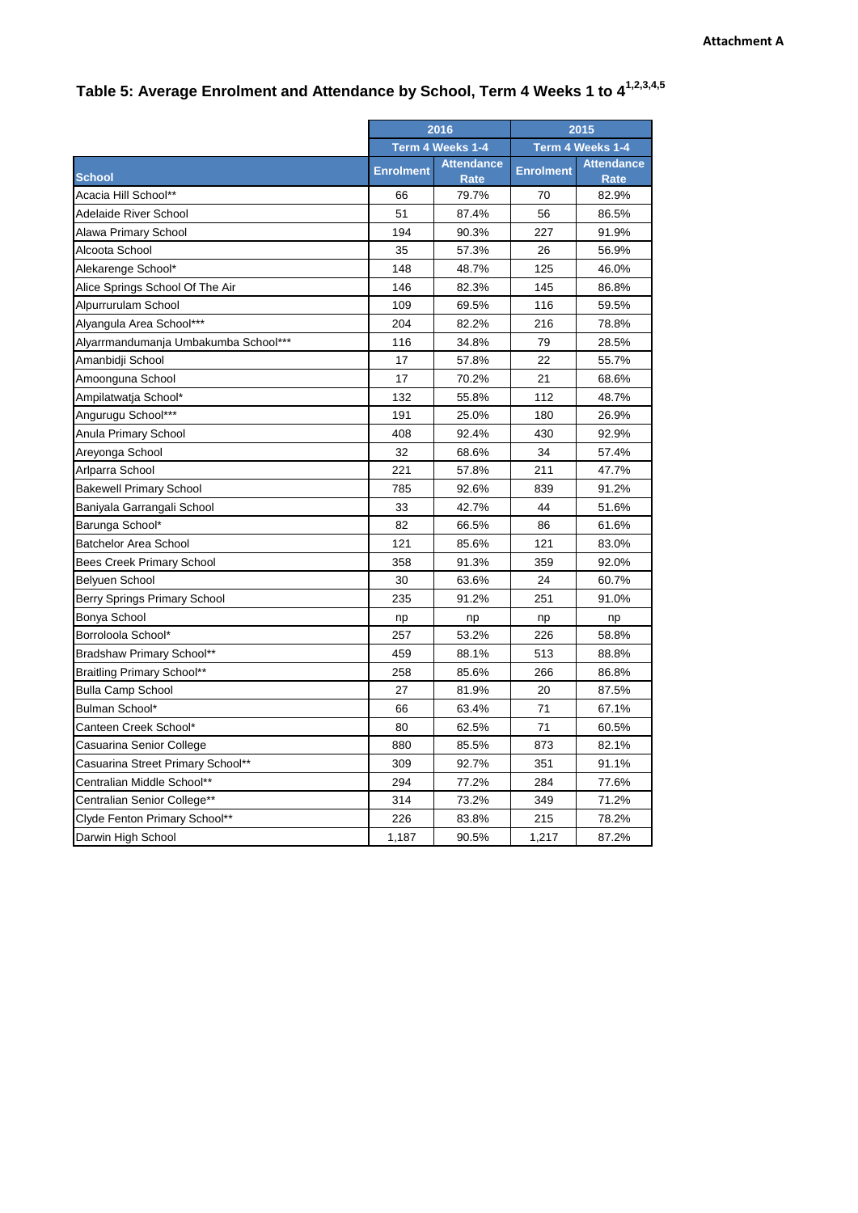**Attachment A**

## Table 5: Average Enrolment and Attendance by School, Term 4 Weeks 1 to 4[1,2,3,4,5]

| | 2016 | | 2015 | |
|---|---|---|---|---|
| | Term 4 Weeks 1-4 | | Term 4 Weeks 1-4 | |
| School | Enrolment | Attendance Rate | Enrolment | Attendance Rate |
| Acacia Hill School** | 66 | 79.7% | 70 | 82.9% |
| Adelaide River School | 51 | 87.4% | 56 | 86.5% |
| Alawa Primary School | 194 | 90.3% | 227 | 91.9% |
| Alcoota School | 35 | 57.3% | 26 | 56.9% |
| Alekarenge School* | 148 | 48.7% | 125 | 46.0% |
| Alice Springs School Of The Air | 146 | 82.3% | 145 | 86.8% |
| Alpurrurulam School | 109 | 69.5% | 116 | 59.5% |
| Alyangula Area School*** | 204 | 82.2% | 216 | 78.8% |
| Alyarrmandumanja Umbakumba School*** | 116 | 34.8% | 79 | 28.5% |
| Amanbidji School | 17 | 57.8% | 22 | 55.7% |
| Amoonguna School | 17 | 70.2% | 21 | 68.6% |
| Ampilatwatja School* | 132 | 55.8% | 112 | 48.7% |
| Angurugu School*** | 191 | 25.0% | 180 | 26.9% |
| Anula Primary School | 408 | 92.4% | 430 | 92.9% |
| Areyonga School | 32 | 68.6% | 34 | 57.4% |
| Arlparra School | 221 | 57.8% | 211 | 47.7% |
| Bakewell Primary School | 785 | 92.6% | 839 | 91.2% |
| Baniyala Garrangali School | 33 | 42.7% | 44 | 51.6% |
| Barunga School* | 82 | 66.5% | 86 | 61.6% |
| Batchelor Area School | 121 | 85.6% | 121 | 83.0% |
| Bees Creek Primary School | 358 | 91.3% | 359 | 92.0% |
| Belyuen School | 30 | 63.6% | 24 | 60.7% |
| Berry Springs Primary School | 235 | 91.2% | 251 | 91.0% |
| Bonya School | np | np | np | np |
| Borroloola School* | 257 | 53.2% | 226 | 58.8% |
| Bradshaw Primary School** | 459 | 88.1% | 513 | 88.8% |
| Braitling Primary School** | 258 | 85.6% | 266 | 86.8% |
| Bulla Camp School | 27 | 81.9% | 20 | 87.5% |
| Bulman School* | 66 | 63.4% | 71 | 67.1% |
| Canteen Creek School* | 80 | 62.5% | 71 | 60.5% |
| Casuarina Senior College | 880 | 85.5% | 873 | 82.1% |
| Casuarina Street Primary School** | 309 | 92.7% | 351 | 91.1% |
| Centralian Middle School** | 294 | 77.2% | 284 | 77.6% |
| Centralian Senior College** | 314 | 73.2% | 349 | 71.2% |
| Clyde Fenton Primary School** | 226 | 83.8% | 215 | 78.2% |
| Darwin High School | 1,187 | 90.5% | 1,217 | 87.2% |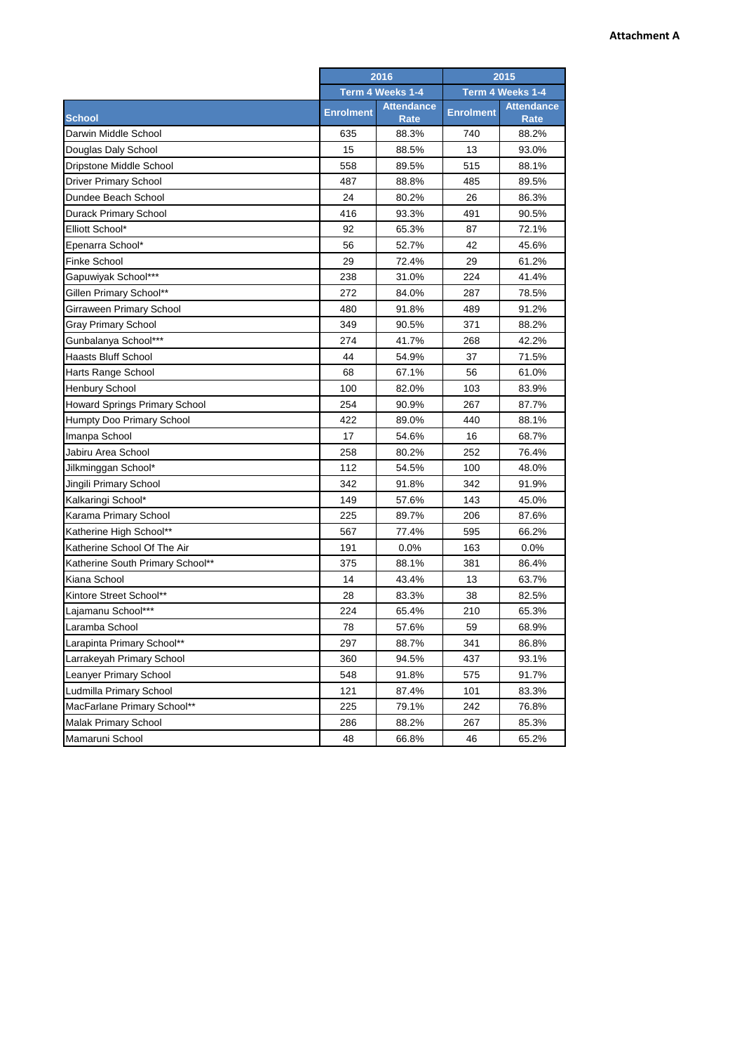**Attachment A**

| | 2016 | | 2015 | |
|---|---|---|---|---|
| | Term 4 Weeks 1-4 | | Term 4 Weeks 1-4 | |
| School | Enrolment | Attendance Rate | Enrolment | Attendance Rate |
| Darwin Middle School | 635 | 88.3% | 740 | 88.2% |
| Douglas Daly School | 15 | 88.5% | 13 | 93.0% |
| Dripstone Middle School | 558 | 89.5% | 515 | 88.1% |
| Driver Primary School | 487 | 88.8% | 485 | 89.5% |
| Dundee Beach School | 24 | 80.2% | 26 | 86.3% |
| Durack Primary School | 416 | 93.3% | 491 | 90.5% |
| Elliott School* | 92 | 65.3% | 87 | 72.1% |
| Epenarra School* | 56 | 52.7% | 42 | 45.6% |
| Finke School | 29 | 72.4% | 29 | 61.2% |
| Gapuwiyak School*** | 238 | 31.0% | 224 | 41.4% |
| Gillen Primary School** | 272 | 84.0% | 287 | 78.5% |
| Girraween Primary School | 480 | 91.8% | 489 | 91.2% |
| Gray Primary School | 349 | 90.5% | 371 | 88.2% |
| Gunbalanya School*** | 274 | 41.7% | 268 | 42.2% |
| Haasts Bluff School | 44 | 54.9% | 37 | 71.5% |
| Harts Range School | 68 | 67.1% | 56 | 61.0% |
| Henbury School | 100 | 82.0% | 103 | 83.9% |
| Howard Springs Primary School | 254 | 90.9% | 267 | 87.7% |
| Humpty Doo Primary School | 422 | 89.0% | 440 | 88.1% |
| Imanpa School | 17 | 54.6% | 16 | 68.7% |
| Jabiru Area School | 258 | 80.2% | 252 | 76.4% |
| Jilkminggan School* | 112 | 54.5% | 100 | 48.0% |
| Jingili Primary School | 342 | 91.8% | 342 | 91.9% |
| Kalkaringi School* | 149 | 57.6% | 143 | 45.0% |
| Karama Primary School | 225 | 89.7% | 206 | 87.6% |
| Katherine High School** | 567 | 77.4% | 595 | 66.2% |
| Katherine School Of The Air | 191 | 0.0% | 163 | 0.0% |
| Katherine South Primary School** | 375 | 88.1% | 381 | 86.4% |
| Kiana School | 14 | 43.4% | 13 | 63.7% |
| Kintore Street School** | 28 | 83.3% | 38 | 82.5% |
| Lajamanu School*** | 224 | 65.4% | 210 | 65.3% |
| Laramba School | 78 | 57.6% | 59 | 68.9% |
| Larapinta Primary School** | 297 | 88.7% | 341 | 86.8% |
| Larrakeyah Primary School | 360 | 94.5% | 437 | 93.1% |
| Leanyer Primary School | 548 | 91.8% | 575 | 91.7% |
| Ludmilla Primary School | 121 | 87.4% | 101 | 83.3% |
| MacFarlane Primary School** | 225 | 79.1% | 242 | 76.8% |
| Malak Primary School | 286 | 88.2% | 267 | 85.3% |
| Mamaruni School | 48 | 66.8% | 46 | 65.2% |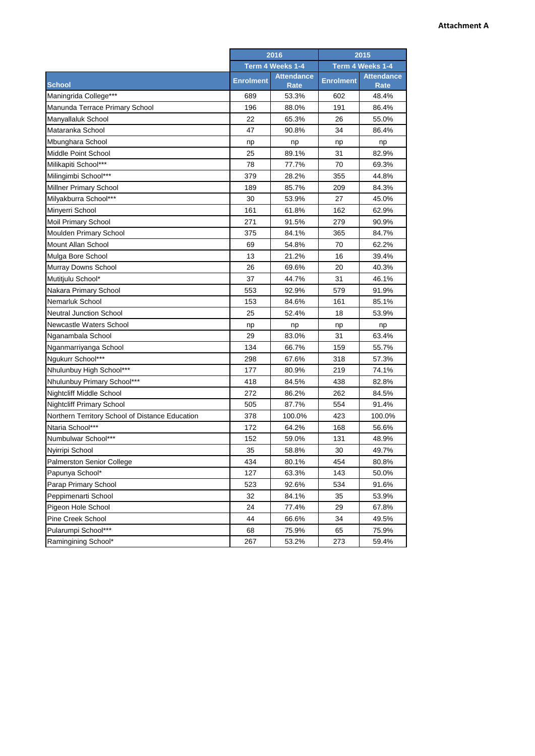**Attachment A**

| School | 2016 | | 2015 | |
|---|---|---|---|---|
| | Term 4 Weeks 1-4 | | Term 4 Weeks 1-4 | |
| | Enrolment | Attendance Rate | Enrolment | Attendance Rate |
| Maningrida College*** | 689 | 53.3% | 602 | 48.4% |
| Manunda Terrace Primary School | 196 | 88.0% | 191 | 86.4% |
| Manyallaluk School | 22 | 65.3% | 26 | 55.0% |
| Mataranka School | 47 | 90.8% | 34 | 86.4% |
| Mbunghara School | np | np | np | np |
| Middle Point School | 25 | 89.1% | 31 | 82.9% |
| Milikapiti School*** | 78 | 77.7% | 70 | 69.3% |
| Milingimbi School*** | 379 | 28.2% | 355 | 44.8% |
| Millner Primary School | 189 | 85.7% | 209 | 84.3% |
| Milyakburra School*** | 30 | 53.9% | 27 | 45.0% |
| Minyerri School | 161 | 61.8% | 162 | 62.9% |
| Moil Primary School | 271 | 91.5% | 279 | 90.9% |
| Moulden Primary School | 375 | 84.1% | 365 | 84.7% |
| Mount Allan School | 69 | 54.8% | 70 | 62.2% |
| Mulga Bore School | 13 | 21.2% | 16 | 39.4% |
| Murray Downs School | 26 | 69.6% | 20 | 40.3% |
| Mutitjulu School* | 37 | 44.7% | 31 | 46.1% |
| Nakara Primary School | 553 | 92.9% | 579 | 91.9% |
| Nemarluk School | 153 | 84.6% | 161 | 85.1% |
| Neutral Junction School | 25 | 52.4% | 18 | 53.9% |
| Newcastle Waters School | np | np | np | np |
| Nganambala School | 29 | 83.0% | 31 | 63.4% |
| Nganmarriyanga School | 134 | 66.7% | 159 | 55.7% |
| Ngukurr School*** | 298 | 67.6% | 318 | 57.3% |
| Nhulunbuy High School*** | 177 | 80.9% | 219 | 74.1% |
| Nhulunbuy Primary School*** | 418 | 84.5% | 438 | 82.8% |
| Nightcliff Middle School | 272 | 86.2% | 262 | 84.5% |
| Nightcliff Primary School | 505 | 87.7% | 554 | 91.4% |
| Northern Territory School of Distance Education | 378 | 100.0% | 423 | 100.0% |
| Ntaria School*** | 172 | 64.2% | 168 | 56.6% |
| Numbulwar School*** | 152 | 59.0% | 131 | 48.9% |
| Nyirripi School | 35 | 58.8% | 30 | 49.7% |
| Palmerston Senior College | 434 | 80.1% | 454 | 80.8% |
| Papunya School* | 127 | 63.3% | 143 | 50.0% |
| Parap Primary School | 523 | 92.6% | 534 | 91.6% |
| Peppimenarti School | 32 | 84.1% | 35 | 53.9% |
| Pigeon Hole School | 24 | 77.4% | 29 | 67.8% |
| Pine Creek School | 44 | 66.6% | 34 | 49.5% |
| Pularumpi School*** | 68 | 75.9% | 65 | 75.9% |
| Ramingining School* | 267 | 53.2% | 273 | 59.4% |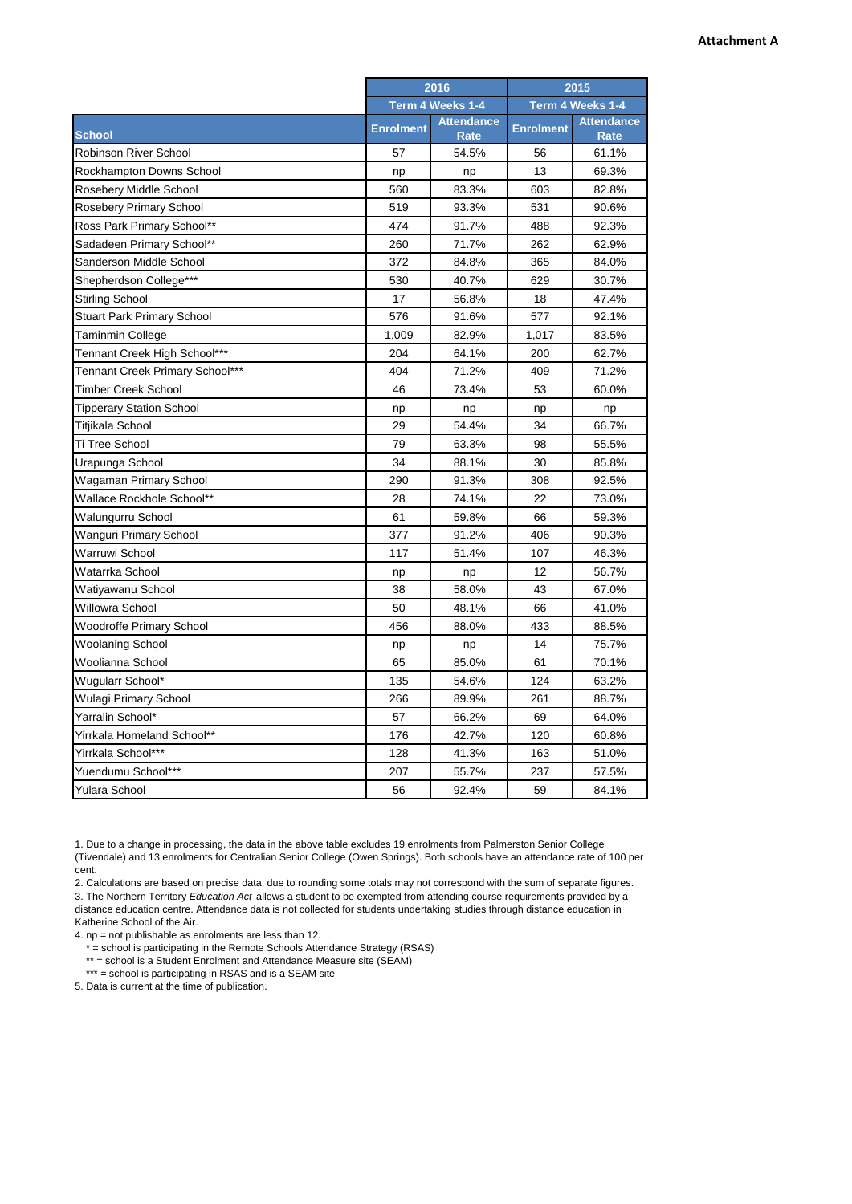**Attachment A**

| School | 2016 | | 2015 | |
|---|---|---|---|---|
| | Term 4 Weeks 1-4 | | Term 4 Weeks 1-4 | |
| | Enrolment | Attendance Rate | Enrolment | Attendance Rate |
| Robinson River School | 57 | 54.5% | 56 | 61.1% |
| Rockhampton Downs School | np | np | 13 | 69.3% |
| Rosebery Middle School | 560 | 83.3% | 603 | 82.8% |
| Rosebery Primary School | 519 | 93.3% | 531 | 90.6% |
| Ross Park Primary School** | 474 | 91.7% | 488 | 92.3% |
| Sadadeen Primary School** | 260 | 71.7% | 262 | 62.9% |
| Sanderson Middle School | 372 | 84.8% | 365 | 84.0% |
| Shepherdson College*** | 530 | 40.7% | 629 | 30.7% |
| Stirling School | 17 | 56.8% | 18 | 47.4% |
| Stuart Park Primary School | 576 | 91.6% | 577 | 92.1% |
| Taminmin College | 1,009 | 82.9% | 1,017 | 83.5% |
| Tennant Creek High School*** | 204 | 64.1% | 200 | 62.7% |
| Tennant Creek Primary School*** | 404 | 71.2% | 409 | 71.2% |
| Timber Creek School | 46 | 73.4% | 53 | 60.0% |
| Tipperary Station School | np | np | np | np |
| Titjikala School | 29 | 54.4% | 34 | 66.7% |
| Ti Tree School | 79 | 63.3% | 98 | 55.5% |
| Urapunga School | 34 | 88.1% | 30 | 85.8% |
| Wagaman Primary School | 290 | 91.3% | 308 | 92.5% |
| Wallace Rockhole School** | 28 | 74.1% | 22 | 73.0% |
| Walungurru School | 61 | 59.8% | 66 | 59.3% |
| Wanguri Primary School | 377 | 91.2% | 406 | 90.3% |
| Warruwi School | 117 | 51.4% | 107 | 46.3% |
| Watarrka School | np | np | 12 | 56.7% |
| Watiyawanu School | 38 | 58.0% | 43 | 67.0% |
| Willowra School | 50 | 48.1% | 66 | 41.0% |
| Woodroffe Primary School | 456 | 88.0% | 433 | 88.5% |
| Woolaning School | np | np | 14 | 75.7% |
| Woolianna School | 65 | 85.0% | 61 | 70.1% |
| Wugularr School* | 135 | 54.6% | 124 | 63.2% |
| Wulagi Primary School | 266 | 89.9% | 261 | 88.7% |
| Yarralin School* | 57 | 66.2% | 69 | 64.0% |
| Yirrkala Homeland School** | 176 | 42.7% | 120 | 60.8% |
| Yirrkala School*** | 128 | 41.3% | 163 | 51.0% |
| Yuendumu School*** | 207 | 55.7% | 237 | 57.5% |
| Yulara School | 56 | 92.4% | 59 | 84.1% |

1. Due to a change in processing, the data in the above table excludes 19 enrolments from Palmerston Senior College (Tivendale) and 13 enrolments for Centralian Senior College (Owen Springs). Both schools have an attendance rate of 100 per cent.
2. Calculations are based on precise data, due to rounding some totals may not correspond with the sum of separate figures.
3. The Northern Territory *Education Act* allows a student to be exempted from attending course requirements provided by a distance education centre. Attendance data is not collected for students undertaking studies through distance education in Katherine School of the Air.
4. np = not publishable as enrolments are less than 12.
   * = school is participating in the Remote Schools Attendance Strategy (RSAS)
   ** = school is a Student Enrolment and Attendance Measure site (SEAM)
   *** = school is participating in RSAS and is a SEAM site
5. Data is current at the time of publication.